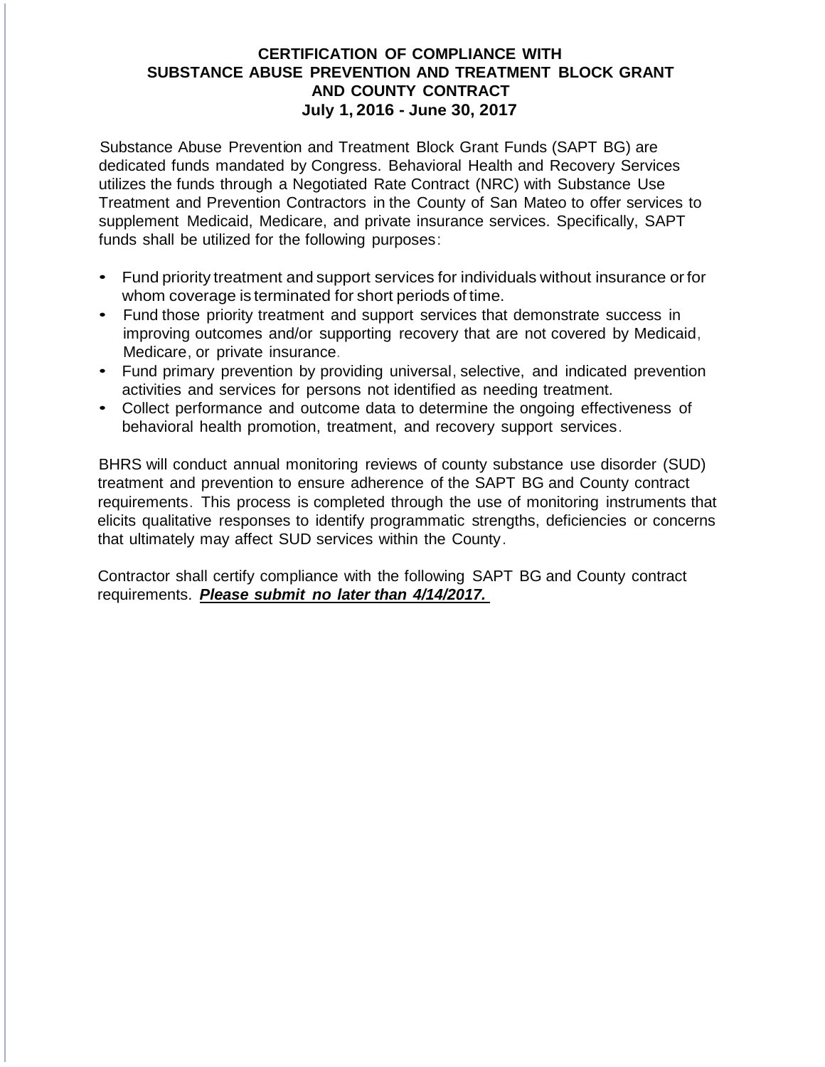# CERTIFICATION OF COMPLIANCE WITH SUBSTANCE ABUSE PREVENTION AND TREATMENT BLOCK GRANT AND COUNTY CONTRACT

## July 1, 2016 - June 30, 2017

Substance Abuse Prevention and Treatment Block Grant Funds (SAPT BG) are dedicated funds mandated by Congress. Behavioral Health and Recovery Services utilizes the funds through a Negotiated Rate Contract (NRC) with Substance Use Treatment and Prevention Contractors in the County of San Mateo to offer services to supplement Medicaid, Medicare, and private insurance services. Specifically, SAPT funds shall be utilized for the following purposes:

- Fund priority treatment and support services for individuals without insurance or for whom coverage is terminated for short periods of time.
- Fund those priority treatment and support services that demonstrate success in improving outcomes and/or supporting recovery that are not covered by Medicaid, Medicare, or private insurance.
- Fund primary prevention by providing universal, selective, and indicated prevention activities and services for persons not identified as needing treatment.
- Collect performance and outcome data to determine the ongoing effectiveness of behavioral health promotion, treatment, and recovery support services.

BHRS will conduct annual monitoring reviews of county substance use disorder (SUD) treatment and prevention to ensure adherence of the SAPT BG and County contract requirements. This process is completed through the use of monitoring instruments that elicits qualitative responses to identify programmatic strengths, deficiencies or concerns that ultimately may affect SUD services within the County.

Contractor shall certify compliance with the following SAPT BG and County contract requirements. ***Please submit no later than 4/14/2017.***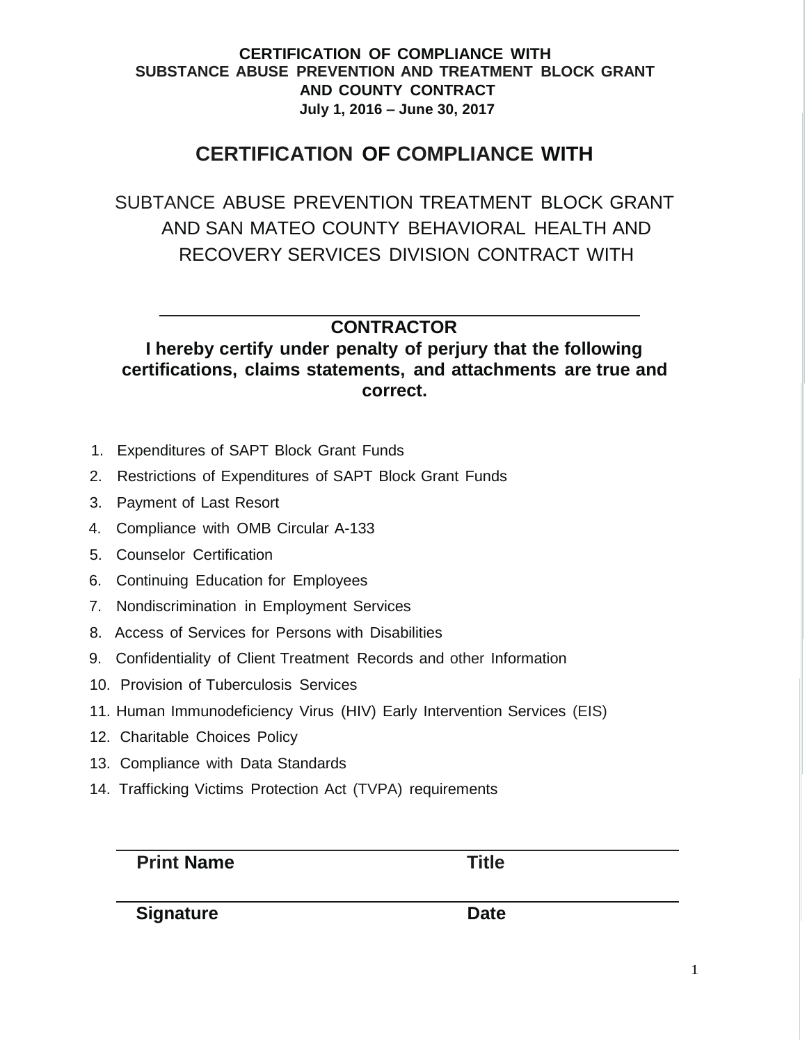**CERTIFICATION OF COMPLIANCE WITH**
**SUBSTANCE ABUSE PREVENTION AND TREATMENT BLOCK GRANT**
**AND COUNTY CONTRACT**
**July 1, 2016 – June 30, 2017**

# CERTIFICATION OF COMPLIANCE WITH

SUBTANCE ABUSE PREVENTION TREATMENT BLOCK GRANT AND SAN MATEO COUNTY BEHAVIORAL HEALTH AND RECOVERY SERVICES DIVISION CONTRACT WITH

_______________________________________________

**CONTRACTOR**

**I hereby certify under penalty of perjury that the following certifications, claims statements, and attachments are true and correct.**

1. Expenditures of SAPT Block Grant Funds
2. Restrictions of Expenditures of SAPT Block Grant Funds
3. Payment of Last Resort
4. Compliance with OMB Circular A-133
5. Counselor Certification
6. Continuing Education for Employees
7. Nondiscrimination in Employment Services
8. Access of Services for Persons with Disabilities
9. Confidentiality of Client Treatment Records and other Information
10. Provision of Tuberculosis Services
11. Human Immunodeficiency Virus (HIV) Early Intervention Services (EIS)
12. Charitable Choices Policy
13. Compliance with Data Standards
14. Trafficking Victims Protection Act (TVPA) requirements

_______________________________________________

**Print Name** **Title**

_______________________________________________

**Signature** **Date**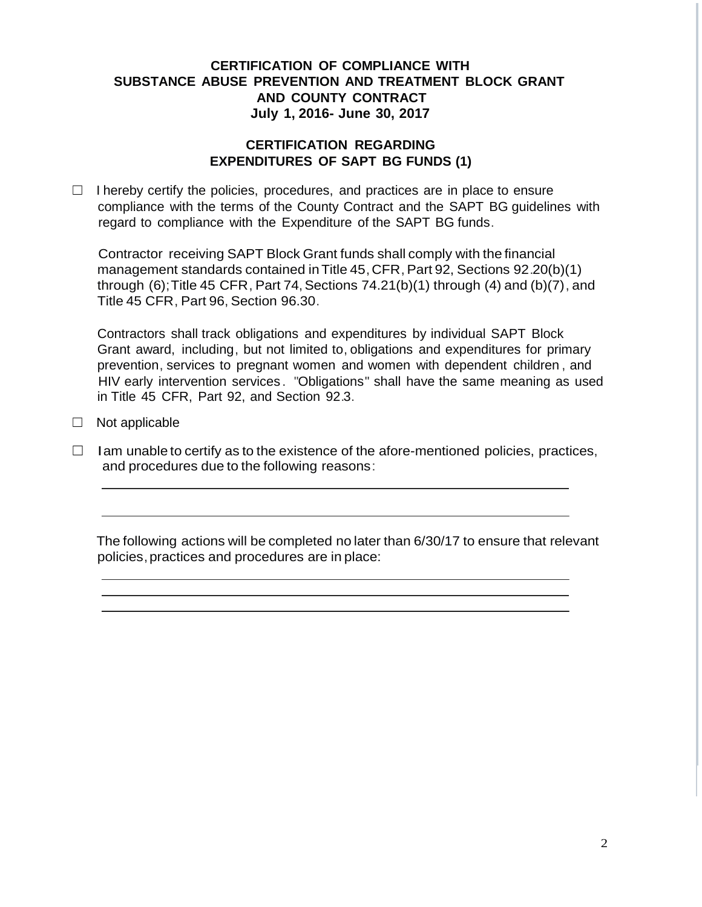**CERTIFICATION OF COMPLIANCE WITH SUBSTANCE ABUSE PREVENTION AND TREATMENT BLOCK GRANT AND COUNTY CONTRACT**
**July 1, 2016- June 30, 2017**

**CERTIFICATION REGARDING EXPENDITURES OF SAPT BG FUNDS (1)**

☐ I hereby certify the policies, procedures, and practices are in place to ensure compliance with the terms of the County Contract and the SAPT BG guidelines with regard to compliance with the Expenditure of the SAPT BG funds.

Contractor receiving SAPT Block Grant funds shall comply with the financial management standards contained in Title 45, CFR, Part 92, Sections 92.20(b)(1) through (6); Title 45 CFR, Part 74, Sections 74.21(b)(1) through (4) and (b)(7), and Title 45 CFR, Part 96, Section 96.30.

Contractors shall track obligations and expenditures by individual SAPT Block Grant award, including, but not limited to, obligations and expenditures for primary prevention, services to pregnant women and women with dependent children, and HIV early intervention services. "Obligations" shall have the same meaning as used in Title 45 CFR, Part 92, and Section 92.3.

☐ Not applicable

☐ I am unable to certify as to the existence of the afore-mentioned policies, practices, and procedures due to the following reasons:

\_\_\_\_\_\_\_\_\_\_\_\_\_\_\_\_\_\_\_\_\_\_\_\_\_\_\_\_\_\_\_\_\_\_\_\_\_\_\_\_\_\_\_\_\_\_\_\_\_\_\_\_\_\_\_\_

\_\_\_\_\_\_\_\_\_\_\_\_\_\_\_\_\_\_\_\_\_\_\_\_\_\_\_\_\_\_\_\_\_\_\_\_\_\_\_\_\_\_\_\_\_\_\_\_\_\_\_\_\_\_\_\_

The following actions will be completed no later than 6/30/17 to ensure that relevant policies, practices and procedures are in place:

\_\_\_\_\_\_\_\_\_\_\_\_\_\_\_\_\_\_\_\_\_\_\_\_\_\_\_\_\_\_\_\_\_\_\_\_\_\_\_\_\_\_\_\_\_\_\_\_\_\_\_\_\_\_\_\_

\_\_\_\_\_\_\_\_\_\_\_\_\_\_\_\_\_\_\_\_\_\_\_\_\_\_\_\_\_\_\_\_\_\_\_\_\_\_\_\_\_\_\_\_\_\_\_\_\_\_\_\_\_\_\_\_

\_\_\_\_\_\_\_\_\_\_\_\_\_\_\_\_\_\_\_\_\_\_\_\_\_\_\_\_\_\_\_\_\_\_\_\_\_\_\_\_\_\_\_\_\_\_\_\_\_\_\_\_\_\_\_\_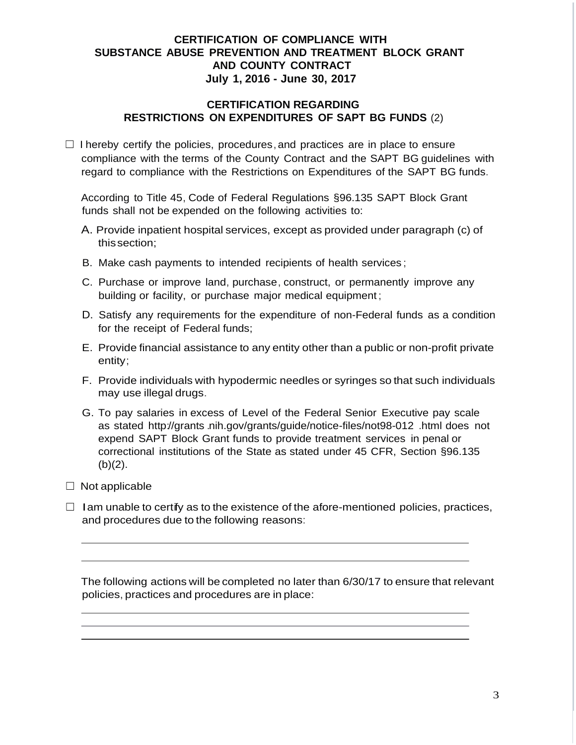**CERTIFICATION OF COMPLIANCE WITH SUBSTANCE ABUSE PREVENTION AND TREATMENT BLOCK GRANT AND COUNTY CONTRACT July 1, 2016 - June 30, 2017**

**CERTIFICATION REGARDING RESTRICTIONS ON EXPENDITURES OF SAPT BG FUNDS** (2)

☐ I hereby certify the policies, procedures, and practices are in place to ensure compliance with the terms of the County Contract and the SAPT BG guidelines with regard to compliance with the Restrictions on Expenditures of the SAPT BG funds.

According to Title 45, Code of Federal Regulations §96.135 SAPT Block Grant funds shall not be expended on the following activities to:

A. Provide inpatient hospital services, except as provided under paragraph (c) of this section;

B. Make cash payments to intended recipients of health services;

C. Purchase or improve land, purchase, construct, or permanently improve any building or facility, or purchase major medical equipment;

D. Satisfy any requirements for the expenditure of non-Federal funds as a condition for the receipt of Federal funds;

E. Provide financial assistance to any entity other than a public or non-profit private entity;

F. Provide individuals with hypodermic needles or syringes so that such individuals may use illegal drugs.

G. To pay salaries in excess of Level of the Federal Senior Executive pay scale as stated http://grants.nih.gov/grants/guide/notice-files/not98-012.html does not expend SAPT Block Grant funds to provide treatment services in penal or correctional institutions of the State as stated under 45 CFR, Section §96.135 (b)(2).

☐ Not applicable

☐ I am unable to certify as to the existence of the afore-mentioned policies, practices, and procedures due to the following reasons:

\_\_\_\_\_\_\_\_\_\_\_\_\_\_\_\_\_\_\_\_\_\_\_\_\_\_\_\_\_\_\_\_\_\_\_\_\_\_\_\_\_\_\_\_\_\_\_\_\_\_\_\_\_\_\_\_\_\_\_\_

\_\_\_\_\_\_\_\_\_\_\_\_\_\_\_\_\_\_\_\_\_\_\_\_\_\_\_\_\_\_\_\_\_\_\_\_\_\_\_\_\_\_\_\_\_\_\_\_\_\_\_\_\_\_\_\_\_\_\_\_

The following actions will be completed no later than 6/30/17 to ensure that relevant policies, practices and procedures are in place:

\_\_\_\_\_\_\_\_\_\_\_\_\_\_\_\_\_\_\_\_\_\_\_\_\_\_\_\_\_\_\_\_\_\_\_\_\_\_\_\_\_\_\_\_\_\_\_\_\_\_\_\_\_\_\_\_\_\_\_\_

\_\_\_\_\_\_\_\_\_\_\_\_\_\_\_\_\_\_\_\_\_\_\_\_\_\_\_\_\_\_\_\_\_\_\_\_\_\_\_\_\_\_\_\_\_\_\_\_\_\_\_\_\_\_\_\_\_\_\_\_

\_\_\_\_\_\_\_\_\_\_\_\_\_\_\_\_\_\_\_\_\_\_\_\_\_\_\_\_\_\_\_\_\_\_\_\_\_\_\_\_\_\_\_\_\_\_\_\_\_\_\_\_\_\_\_\_\_\_\_\_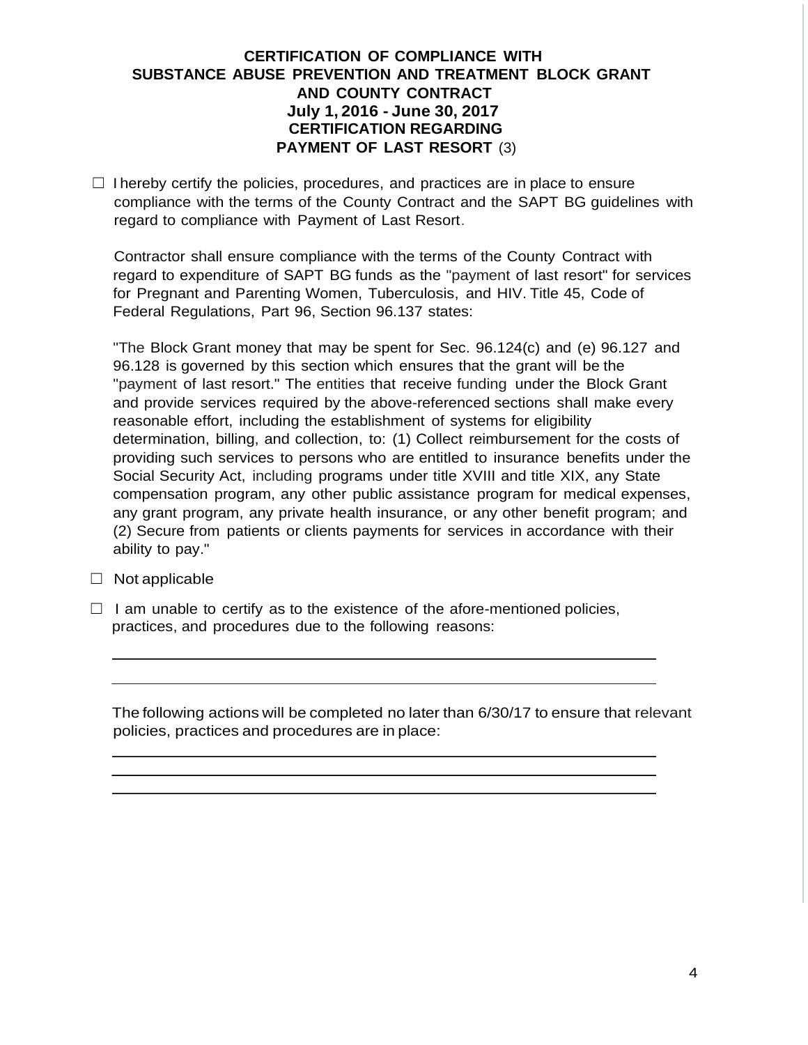**CERTIFICATION OF COMPLIANCE WITH SUBSTANCE ABUSE PREVENTION AND TREATMENT BLOCK GRANT AND COUNTY CONTRACT**
**July 1, 2016 - June 30, 2017**
**CERTIFICATION REGARDING PAYMENT OF LAST RESORT** (3)

☐ I hereby certify the policies, procedures, and practices are in place to ensure compliance with the terms of the County Contract and the SAPT BG guidelines with regard to compliance with Payment of Last Resort.

Contractor shall ensure compliance with the terms of the County Contract with regard to expenditure of SAPT BG funds as the "payment of last resort" for services for Pregnant and Parenting Women, Tuberculosis, and HIV. Title 45, Code of Federal Regulations, Part 96, Section 96.137 states:

"The Block Grant money that may be spent for Sec. 96.124(c) and (e) 96.127 and 96.128 is governed by this section which ensures that the grant will be the "payment of last resort." The entities that receive funding under the Block Grant and provide services required by the above-referenced sections shall make every reasonable effort, including the establishment of systems for eligibility determination, billing, and collection, to: (1) Collect reimbursement for the costs of providing such services to persons who are entitled to insurance benefits under the Social Security Act, including programs under title XVIII and title XIX, any State compensation program, any other public assistance program for medical expenses, any grant program, any private health insurance, or any other benefit program; and (2) Secure from patients or clients payments for services in accordance with their ability to pay."

☐ Not applicable

☐ I am unable to certify as to the existence of the afore-mentioned policies, practices, and procedures due to the following reasons:

\_\_\_\_\_\_\_\_\_\_\_\_\_\_\_\_\_\_\_\_\_\_\_\_\_\_\_\_\_\_\_\_\_\_\_\_\_\_\_\_\_\_\_\_\_\_\_\_\_\_\_\_\_\_\_\_\_\_

\_\_\_\_\_\_\_\_\_\_\_\_\_\_\_\_\_\_\_\_\_\_\_\_\_\_\_\_\_\_\_\_\_\_\_\_\_\_\_\_\_\_\_\_\_\_\_\_\_\_\_\_\_\_\_\_\_\_

The following actions will be completed no later than 6/30/17 to ensure that relevant policies, practices and procedures are in place:

\_\_\_\_\_\_\_\_\_\_\_\_\_\_\_\_\_\_\_\_\_\_\_\_\_\_\_\_\_\_\_\_\_\_\_\_\_\_\_\_\_\_\_\_\_\_\_\_\_\_\_\_\_\_\_\_\_\_

\_\_\_\_\_\_\_\_\_\_\_\_\_\_\_\_\_\_\_\_\_\_\_\_\_\_\_\_\_\_\_\_\_\_\_\_\_\_\_\_\_\_\_\_\_\_\_\_\_\_\_\_\_\_\_\_\_\_

\_\_\_\_\_\_\_\_\_\_\_\_\_\_\_\_\_\_\_\_\_\_\_\_\_\_\_\_\_\_\_\_\_\_\_\_\_\_\_\_\_\_\_\_\_\_\_\_\_\_\_\_\_\_\_\_\_\_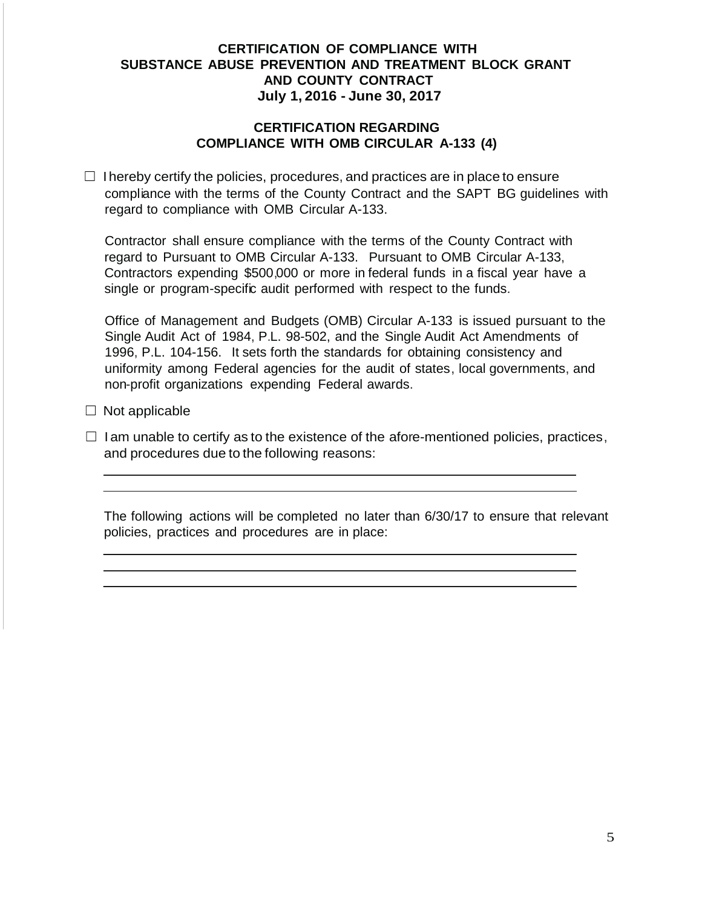**CERTIFICATION OF COMPLIANCE WITH SUBSTANCE ABUSE PREVENTION AND TREATMENT BLOCK GRANT AND COUNTY CONTRACT**
**July 1, 2016 - June 30, 2017**

**CERTIFICATION REGARDING COMPLIANCE WITH OMB CIRCULAR A-133 (4)**

☐ I hereby certify the policies, procedures, and practices are in place to ensure compliance with the terms of the County Contract and the SAPT BG guidelines with regard to compliance with OMB Circular A-133.

Contractor shall ensure compliance with the terms of the County Contract with regard to Pursuant to OMB Circular A-133. Pursuant to OMB Circular A-133, Contractors expending $500,000 or more in federal funds in a fiscal year have a single or program-specific audit performed with respect to the funds.

Office of Management and Budgets (OMB) Circular A-133 is issued pursuant to the Single Audit Act of 1984, P.L. 98-502, and the Single Audit Act Amendments of 1996, P.L. 104-156. It sets forth the standards for obtaining consistency and uniformity among Federal agencies for the audit of states, local governments, and non-profit organizations expending Federal awards.

☐ Not applicable

☐ I am unable to certify as to the existence of the afore-mentioned policies, practices, and procedures due to the following reasons:

\_\_\_\_\_\_\_\_\_\_\_\_\_\_\_\_\_\_\_\_\_\_\_\_\_\_\_\_\_\_\_\_\_\_\_\_\_\_\_\_\_\_\_\_\_\_\_\_\_\_\_\_\_\_\_\_

\_\_\_\_\_\_\_\_\_\_\_\_\_\_\_\_\_\_\_\_\_\_\_\_\_\_\_\_\_\_\_\_\_\_\_\_\_\_\_\_\_\_\_\_\_\_\_\_\_\_\_\_\_\_\_\_

The following actions will be completed no later than 6/30/17 to ensure that relevant policies, practices and procedures are in place:

\_\_\_\_\_\_\_\_\_\_\_\_\_\_\_\_\_\_\_\_\_\_\_\_\_\_\_\_\_\_\_\_\_\_\_\_\_\_\_\_\_\_\_\_\_\_\_\_\_\_\_\_\_\_\_\_

\_\_\_\_\_\_\_\_\_\_\_\_\_\_\_\_\_\_\_\_\_\_\_\_\_\_\_\_\_\_\_\_\_\_\_\_\_\_\_\_\_\_\_\_\_\_\_\_\_\_\_\_\_\_\_\_

\_\_\_\_\_\_\_\_\_\_\_\_\_\_\_\_\_\_\_\_\_\_\_\_\_\_\_\_\_\_\_\_\_\_\_\_\_\_\_\_\_\_\_\_\_\_\_\_\_\_\_\_\_\_\_\_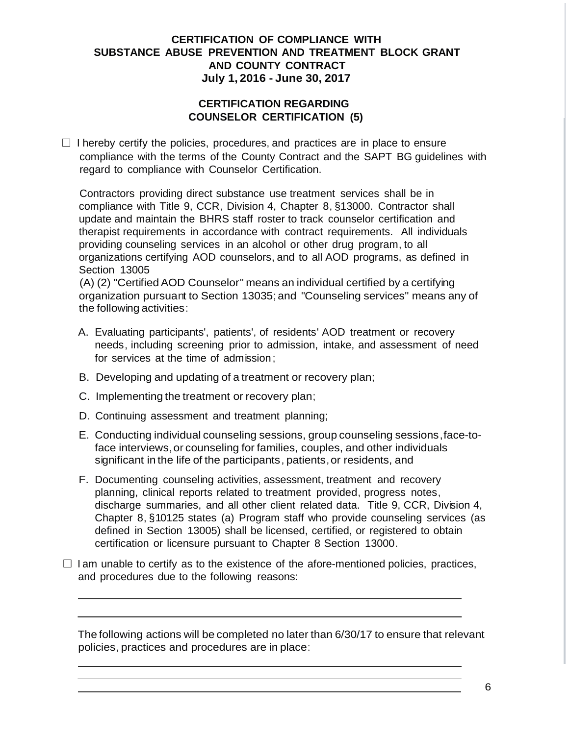**CERTIFICATION OF COMPLIANCE WITH SUBSTANCE ABUSE PREVENTION AND TREATMENT BLOCK GRANT AND COUNTY CONTRACT**
**July 1, 2016 - June 30, 2017**

**CERTIFICATION REGARDING COUNSELOR CERTIFICATION (5)**

☐ I hereby certify the policies, procedures, and practices are in place to ensure compliance with the terms of the County Contract and the SAPT BG guidelines with regard to compliance with Counselor Certification.

Contractors providing direct substance use treatment services shall be in compliance with Title 9, CCR, Division 4, Chapter 8, §13000. Contractor shall update and maintain the BHRS staff roster to track counselor certification and therapist requirements in accordance with contract requirements. All individuals providing counseling services in an alcohol or other drug program, to all organizations certifying AOD counselors, and to all AOD programs, as defined in Section 13005

(A) (2) "Certified AOD Counselor" means an individual certified by a certifying organization pursuant to Section 13035; and "Counseling services" means any of the following activities:

A. Evaluating participants', patients', of residents' AOD treatment or recovery needs, including screening prior to admission, intake, and assessment of need for services at the time of admission;

B. Developing and updating of a treatment or recovery plan;

C. Implementing the treatment or recovery plan;

D. Continuing assessment and treatment planning;

E. Conducting individual counseling sessions, group counseling sessions, face-to-face interviews, or counseling for families, couples, and other individuals significant in the life of the participants, patients, or residents, and

F. Documenting counseling activities, assessment, treatment and recovery planning, clinical reports related to treatment provided, progress notes, discharge summaries, and all other client related data. Title 9, CCR, Division 4, Chapter 8, §10125 states (a) Program staff who provide counseling services (as defined in Section 13005) shall be licensed, certified, or registered to obtain certification or licensure pursuant to Chapter 8 Section 13000.

☐ I am unable to certify as to the existence of the afore-mentioned policies, practices, and procedures due to the following reasons:

\_\_\_\_\_\_\_\_\_\_\_\_\_\_\_\_\_\_\_\_\_\_\_\_\_\_\_\_\_\_\_\_\_\_\_\_\_\_\_\_\_\_\_\_\_\_\_\_\_\_\_\_\_\_\_\_\_\_

\_\_\_\_\_\_\_\_\_\_\_\_\_\_\_\_\_\_\_\_\_\_\_\_\_\_\_\_\_\_\_\_\_\_\_\_\_\_\_\_\_\_\_\_\_\_\_\_\_\_\_\_\_\_\_\_\_\_

The following actions will be completed no later than 6/30/17 to ensure that relevant policies, practices and procedures are in place:

\_\_\_\_\_\_\_\_\_\_\_\_\_\_\_\_\_\_\_\_\_\_\_\_\_\_\_\_\_\_\_\_\_\_\_\_\_\_\_\_\_\_\_\_\_\_\_\_\_\_\_\_\_\_\_\_\_\_

\_\_\_\_\_\_\_\_\_\_\_\_\_\_\_\_\_\_\_\_\_\_\_\_\_\_\_\_\_\_\_\_\_\_\_\_\_\_\_\_\_\_\_\_\_\_\_\_\_\_\_\_\_\_\_\_\_\_

\_\_\_\_\_\_\_\_\_\_\_\_\_\_\_\_\_\_\_\_\_\_\_\_\_\_\_\_\_\_\_\_\_\_\_\_\_\_\_\_\_\_\_\_\_\_\_\_\_\_\_\_\_\_\_\_\_\_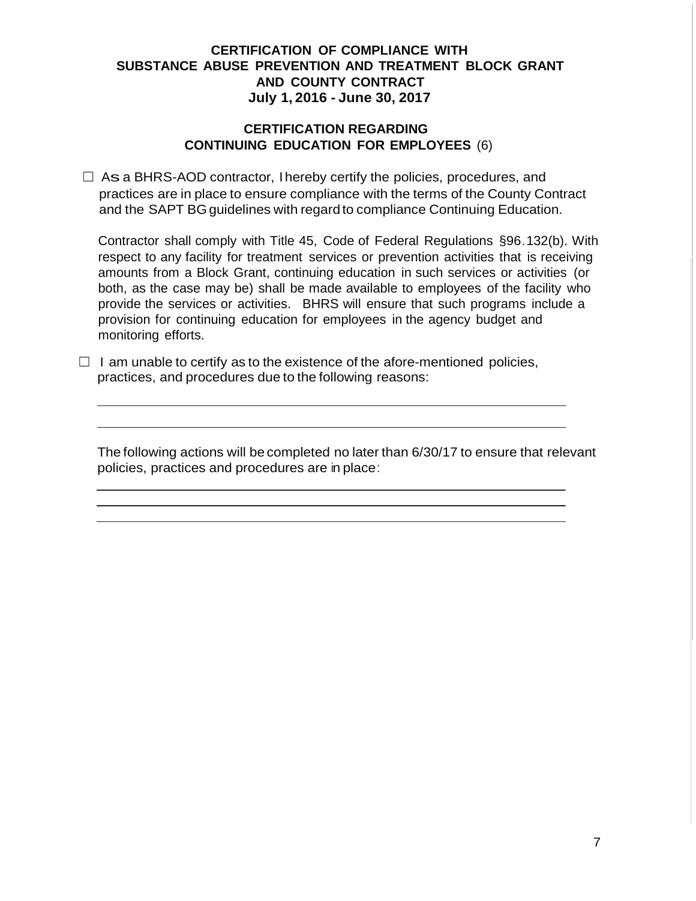**CERTIFICATION OF COMPLIANCE WITH SUBSTANCE ABUSE PREVENTION AND TREATMENT BLOCK GRANT AND COUNTY CONTRACT July 1, 2016 - June 30, 2017**

**CERTIFICATION REGARDING CONTINUING EDUCATION FOR EMPLOYEES** (6)

☐ As a BHRS-AOD contractor, I hereby certify the policies, procedures, and practices are in place to ensure compliance with the terms of the County Contract and the SAPT BG guidelines with regard to compliance Continuing Education.

Contractor shall comply with Title 45, Code of Federal Regulations §96.132(b). With respect to any facility for treatment services or prevention activities that is receiving amounts from a Block Grant, continuing education in such services or activities (or both, as the case may be) shall be made available to employees of the facility who provide the services or activities. BHRS will ensure that such programs include a provision for continuing education for employees in the agency budget and monitoring efforts.

☐ I am unable to certify as to the existence of the afore-mentioned policies, practices, and procedures due to the following reasons:

\_\_\_\_\_\_\_\_\_\_\_\_\_\_\_\_\_\_\_\_\_\_\_\_\_\_\_\_\_\_\_\_\_\_\_\_\_\_\_\_\_\_\_\_\_\_\_\_\_\_\_\_\_\_\_\_\_\_\_\_

\_\_\_\_\_\_\_\_\_\_\_\_\_\_\_\_\_\_\_\_\_\_\_\_\_\_\_\_\_\_\_\_\_\_\_\_\_\_\_\_\_\_\_\_\_\_\_\_\_\_\_\_\_\_\_\_\_\_\_\_

The following actions will be completed no later than 6/30/17 to ensure that relevant policies, practices and procedures are in place:

\_\_\_\_\_\_\_\_\_\_\_\_\_\_\_\_\_\_\_\_\_\_\_\_\_\_\_\_\_\_\_\_\_\_\_\_\_\_\_\_\_\_\_\_\_\_\_\_\_\_\_\_\_\_\_\_\_\_\_\_

\_\_\_\_\_\_\_\_\_\_\_\_\_\_\_\_\_\_\_\_\_\_\_\_\_\_\_\_\_\_\_\_\_\_\_\_\_\_\_\_\_\_\_\_\_\_\_\_\_\_\_\_\_\_\_\_\_\_\_\_

\_\_\_\_\_\_\_\_\_\_\_\_\_\_\_\_\_\_\_\_\_\_\_\_\_\_\_\_\_\_\_\_\_\_\_\_\_\_\_\_\_\_\_\_\_\_\_\_\_\_\_\_\_\_\_\_\_\_\_\_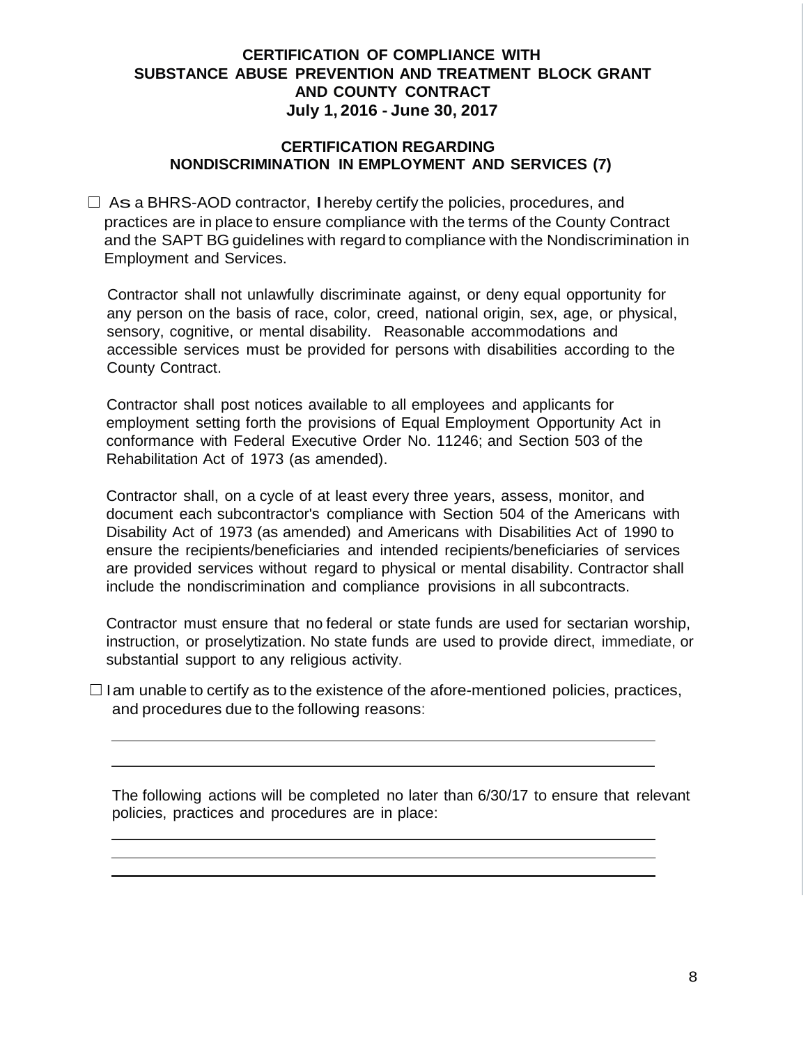**CERTIFICATION OF COMPLIANCE WITH SUBSTANCE ABUSE PREVENTION AND TREATMENT BLOCK GRANT AND COUNTY CONTRACT**
**July 1, 2016 - June 30, 2017**

**CERTIFICATION REGARDING NONDISCRIMINATION IN EMPLOYMENT AND SERVICES (7)**

☐ As a BHRS-AOD contractor, I hereby certify the policies, procedures, and practices are in place to ensure compliance with the terms of the County Contract and the SAPT BG guidelines with regard to compliance with the Nondiscrimination in Employment and Services.

Contractor shall not unlawfully discriminate against, or deny equal opportunity for any person on the basis of race, color, creed, national origin, sex, age, or physical, sensory, cognitive, or mental disability. Reasonable accommodations and accessible services must be provided for persons with disabilities according to the County Contract.

Contractor shall post notices available to all employees and applicants for employment setting forth the provisions of Equal Employment Opportunity Act in conformance with Federal Executive Order No. 11246; and Section 503 of the Rehabilitation Act of 1973 (as amended).

Contractor shall, on a cycle of at least every three years, assess, monitor, and document each subcontractor's compliance with Section 504 of the Americans with Disability Act of 1973 (as amended) and Americans with Disabilities Act of 1990 to ensure the recipients/beneficiaries and intended recipients/beneficiaries of services are provided services without regard to physical or mental disability. Contractor shall include the nondiscrimination and compliance provisions in all subcontracts.

Contractor must ensure that no federal or state funds are used for sectarian worship, instruction, or proselytization. No state funds are used to provide direct, immediate, or substantial support to any religious activity.

☐ I am unable to certify as to the existence of the afore-mentioned policies, practices, and procedures due to the following reasons:

\_\_\_\_\_\_\_\_\_\_\_\_\_\_\_\_\_\_\_\_\_\_\_\_\_\_\_\_\_\_\_\_\_\_\_\_\_\_\_\_\_\_\_\_\_\_\_\_\_\_\_\_\_\_\_\_\_\_\_\_

\_\_\_\_\_\_\_\_\_\_\_\_\_\_\_\_\_\_\_\_\_\_\_\_\_\_\_\_\_\_\_\_\_\_\_\_\_\_\_\_\_\_\_\_\_\_\_\_\_\_\_\_\_\_\_\_\_\_\_\_

The following actions will be completed no later than 6/30/17 to ensure that relevant policies, practices and procedures are in place:

\_\_\_\_\_\_\_\_\_\_\_\_\_\_\_\_\_\_\_\_\_\_\_\_\_\_\_\_\_\_\_\_\_\_\_\_\_\_\_\_\_\_\_\_\_\_\_\_\_\_\_\_\_\_\_\_\_\_\_\_

\_\_\_\_\_\_\_\_\_\_\_\_\_\_\_\_\_\_\_\_\_\_\_\_\_\_\_\_\_\_\_\_\_\_\_\_\_\_\_\_\_\_\_\_\_\_\_\_\_\_\_\_\_\_\_\_\_\_\_\_

\_\_\_\_\_\_\_\_\_\_\_\_\_\_\_\_\_\_\_\_\_\_\_\_\_\_\_\_\_\_\_\_\_\_\_\_\_\_\_\_\_\_\_\_\_\_\_\_\_\_\_\_\_\_\_\_\_\_\_\_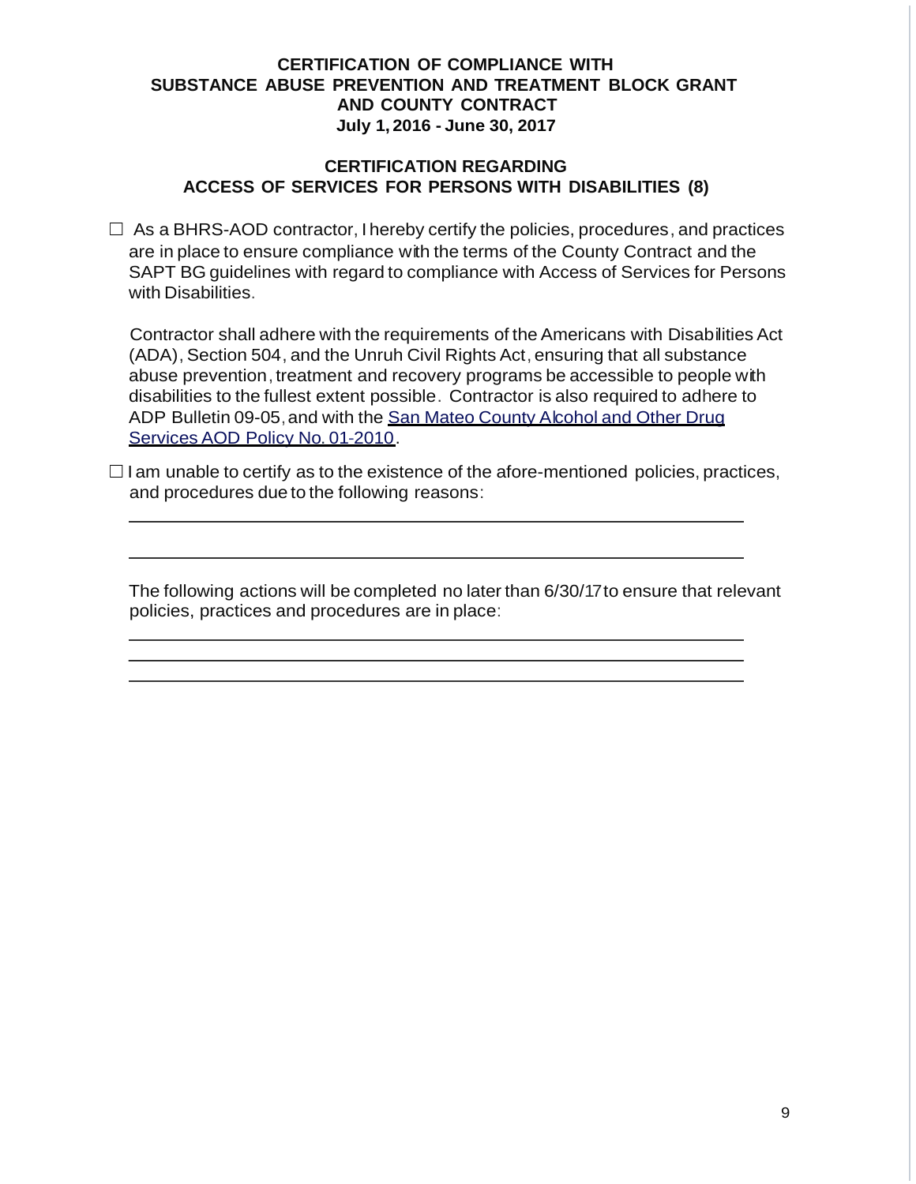**CERTIFICATION OF COMPLIANCE WITH SUBSTANCE ABUSE PREVENTION AND TREATMENT BLOCK GRANT AND COUNTY CONTRACT**
**July 1, 2016 - June 30, 2017**

**CERTIFICATION REGARDING ACCESS OF SERVICES FOR PERSONS WITH DISABILITIES (8)**

☐ As a BHRS-AOD contractor, I hereby certify the policies, procedures, and practices are in place to ensure compliance with the terms of the County Contract and the SAPT BG guidelines with regard to compliance with Access of Services for Persons with Disabilities.

Contractor shall adhere with the requirements of the Americans with Disabilities Act (ADA), Section 504, and the Unruh Civil Rights Act, ensuring that all substance abuse prevention, treatment and recovery programs be accessible to people with disabilities to the fullest extent possible. Contractor is also required to adhere to ADP Bulletin 09-05, and with the San Mateo County Alcohol and Other Drug Services AOD Policy No. 01-2010.

☐ I am unable to certify as to the existence of the afore-mentioned policies, practices, and procedures due to the following reasons:

\_\_\_\_\_\_\_\_\_\_\_\_\_\_\_\_\_\_\_\_\_\_\_\_\_\_\_\_\_\_\_\_\_\_\_\_\_\_\_\_\_\_\_\_\_\_\_\_\_\_\_\_\_\_\_\_\_\_\_\_

\_\_\_\_\_\_\_\_\_\_\_\_\_\_\_\_\_\_\_\_\_\_\_\_\_\_\_\_\_\_\_\_\_\_\_\_\_\_\_\_\_\_\_\_\_\_\_\_\_\_\_\_\_\_\_\_\_\_\_\_

The following actions will be completed no later than 6/30/17 to ensure that relevant policies, practices and procedures are in place:

\_\_\_\_\_\_\_\_\_\_\_\_\_\_\_\_\_\_\_\_\_\_\_\_\_\_\_\_\_\_\_\_\_\_\_\_\_\_\_\_\_\_\_\_\_\_\_\_\_\_\_\_\_\_\_\_\_\_\_\_

\_\_\_\_\_\_\_\_\_\_\_\_\_\_\_\_\_\_\_\_\_\_\_\_\_\_\_\_\_\_\_\_\_\_\_\_\_\_\_\_\_\_\_\_\_\_\_\_\_\_\_\_\_\_\_\_\_\_\_\_

\_\_\_\_\_\_\_\_\_\_\_\_\_\_\_\_\_\_\_\_\_\_\_\_\_\_\_\_\_\_\_\_\_\_\_\_\_\_\_\_\_\_\_\_\_\_\_\_\_\_\_\_\_\_\_\_\_\_\_\_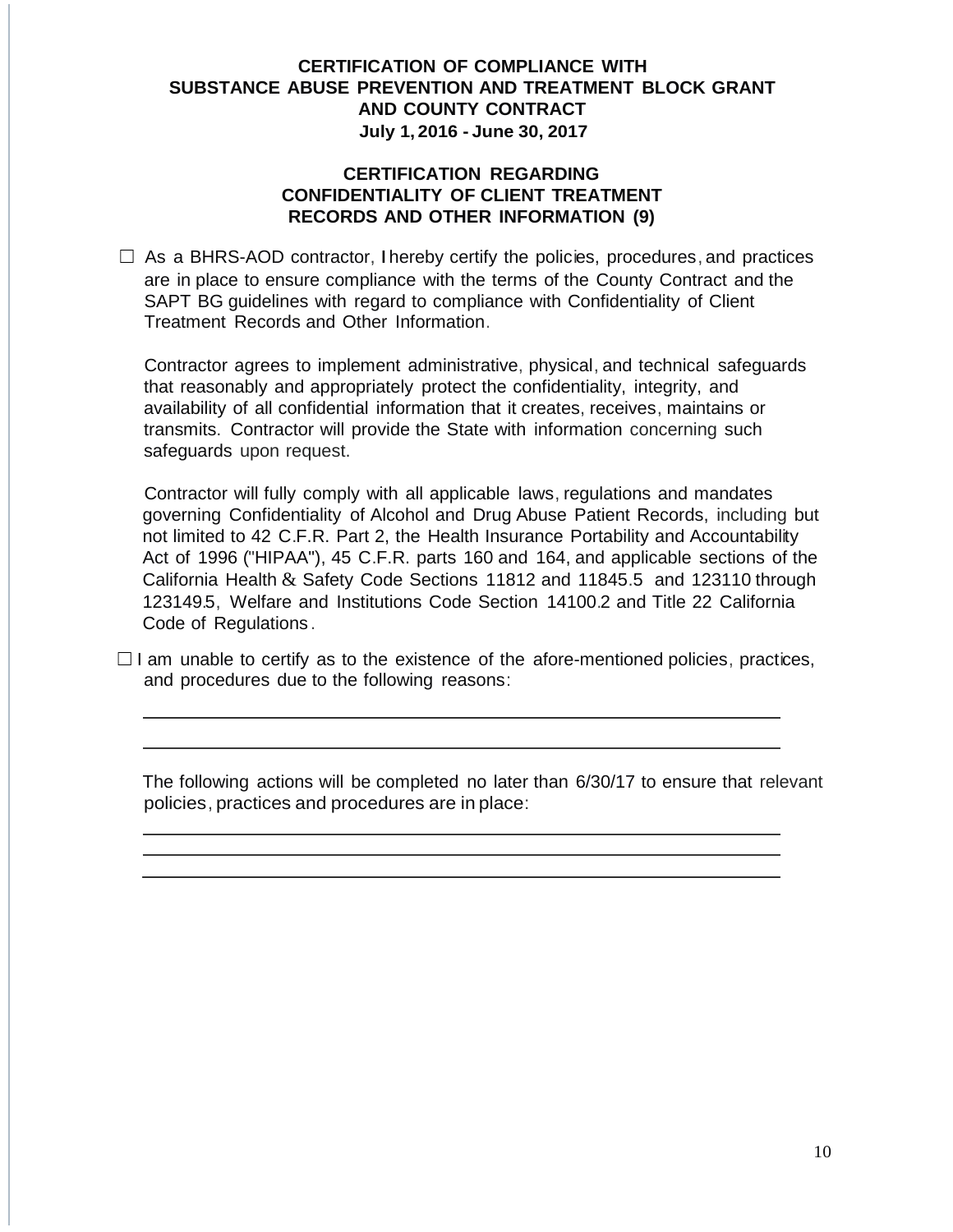**CERTIFICATION OF COMPLIANCE WITH SUBSTANCE ABUSE PREVENTION AND TREATMENT BLOCK GRANT AND COUNTY CONTRACT**
**July 1, 2016 - June 30, 2017**

**CERTIFICATION REGARDING CONFIDENTIALITY OF CLIENT TREATMENT RECORDS AND OTHER INFORMATION (9)**

☐ As a BHRS-AOD contractor, I hereby certify the policies, procedures, and practices are in place to ensure compliance with the terms of the County Contract and the SAPT BG guidelines with regard to compliance with Confidentiality of Client Treatment Records and Other Information.

Contractor agrees to implement administrative, physical, and technical safeguards that reasonably and appropriately protect the confidentiality, integrity, and availability of all confidential information that it creates, receives, maintains or transmits. Contractor will provide the State with information concerning such safeguards upon request.

Contractor will fully comply with all applicable laws, regulations and mandates governing Confidentiality of Alcohol and Drug Abuse Patient Records, including but not limited to 42 C.F.R. Part 2, the Health Insurance Portability and Accountability Act of 1996 ("HIPAA"), 45 C.F.R. parts 160 and 164, and applicable sections of the California Health & Safety Code Sections 11812 and 11845.5 and 123110 through 123149.5, Welfare and Institutions Code Section 14100.2 and Title 22 California Code of Regulations.

☐ I am unable to certify as to the existence of the afore-mentioned policies, practices, and procedures due to the following reasons:

\_\_\_\_\_\_\_\_\_\_\_\_\_\_\_\_\_\_\_\_\_\_\_\_\_\_\_\_\_\_\_\_\_\_\_\_\_\_\_\_\_\_\_\_\_\_\_\_\_\_\_\_\_\_\_\_\_\_\_\_

\_\_\_\_\_\_\_\_\_\_\_\_\_\_\_\_\_\_\_\_\_\_\_\_\_\_\_\_\_\_\_\_\_\_\_\_\_\_\_\_\_\_\_\_\_\_\_\_\_\_\_\_\_\_\_\_\_\_\_\_

The following actions will be completed no later than 6/30/17 to ensure that relevant policies, practices and procedures are in place:

\_\_\_\_\_\_\_\_\_\_\_\_\_\_\_\_\_\_\_\_\_\_\_\_\_\_\_\_\_\_\_\_\_\_\_\_\_\_\_\_\_\_\_\_\_\_\_\_\_\_\_\_\_\_\_\_\_\_\_\_

\_\_\_\_\_\_\_\_\_\_\_\_\_\_\_\_\_\_\_\_\_\_\_\_\_\_\_\_\_\_\_\_\_\_\_\_\_\_\_\_\_\_\_\_\_\_\_\_\_\_\_\_\_\_\_\_\_\_\_\_

\_\_\_\_\_\_\_\_\_\_\_\_\_\_\_\_\_\_\_\_\_\_\_\_\_\_\_\_\_\_\_\_\_\_\_\_\_\_\_\_\_\_\_\_\_\_\_\_\_\_\_\_\_\_\_\_\_\_\_\_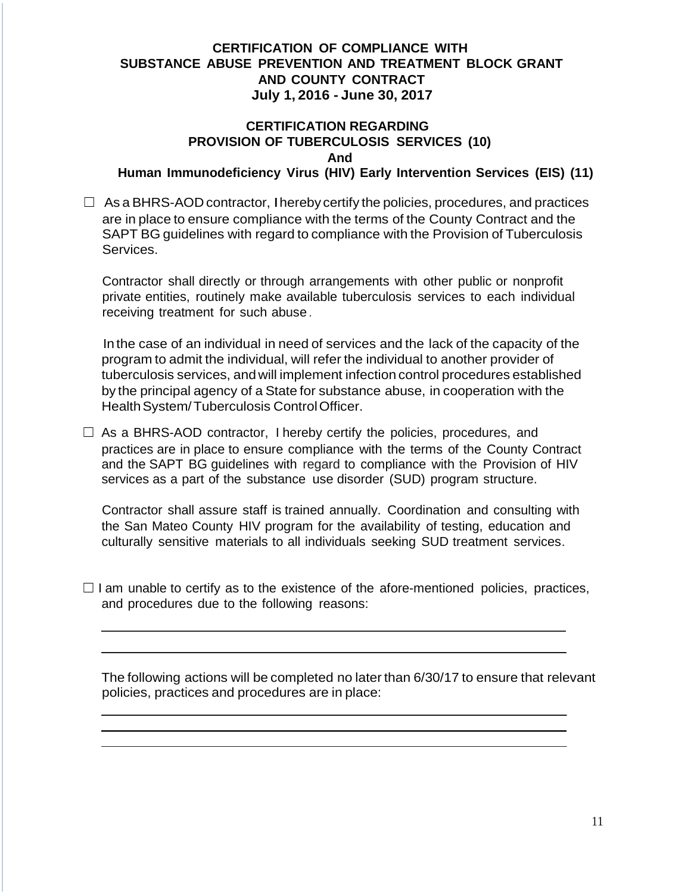# CERTIFICATION OF COMPLIANCE WITH SUBSTANCE ABUSE PREVENTION AND TREATMENT BLOCK GRANT AND COUNTY CONTRACT
## July 1, 2016 - June 30, 2017

## CERTIFICATION REGARDING PROVISION OF TUBERCULOSIS SERVICES (10) And Human Immunodeficiency Virus (HIV) Early Intervention Services (EIS) (11)

☐ As a BHRS-AOD contractor, I hereby certify the policies, procedures, and practices are in place to ensure compliance with the terms of the County Contract and the SAPT BG guidelines with regard to compliance with the Provision of Tuberculosis Services.

Contractor shall directly or through arrangements with other public or nonprofit private entities, routinely make available tuberculosis services to each individual receiving treatment for such abuse.

In the case of an individual in need of services and the lack of the capacity of the program to admit the individual, will refer the individual to another provider of tuberculosis services, and will implement infection control procedures established by the principal agency of a State for substance abuse, in cooperation with the Health System/ Tuberculosis Control Officer.

☐ As a BHRS-AOD contractor, I hereby certify the policies, procedures, and practices are in place to ensure compliance with the terms of the County Contract and the SAPT BG guidelines with regard to compliance with the Provision of HIV services as a part of the substance use disorder (SUD) program structure.

Contractor shall assure staff is trained annually. Coordination and consulting with the San Mateo County HIV program for the availability of testing, education and culturally sensitive materials to all individuals seeking SUD treatment services.

☐ I am unable to certify as to the existence of the afore-mentioned policies, practices, and procedures due to the following reasons:

\_\_\_\_\_\_\_\_\_\_\_\_\_\_\_\_\_\_\_\_\_\_\_\_\_\_\_\_\_\_\_\_\_\_\_\_\_\_\_\_\_\_\_\_\_\_\_\_\_\_\_\_\_\_\_\_\_\_

\_\_\_\_\_\_\_\_\_\_\_\_\_\_\_\_\_\_\_\_\_\_\_\_\_\_\_\_\_\_\_\_\_\_\_\_\_\_\_\_\_\_\_\_\_\_\_\_\_\_\_\_\_\_\_\_\_\_

The following actions will be completed no later than 6/30/17 to ensure that relevant policies, practices and procedures are in place:

\_\_\_\_\_\_\_\_\_\_\_\_\_\_\_\_\_\_\_\_\_\_\_\_\_\_\_\_\_\_\_\_\_\_\_\_\_\_\_\_\_\_\_\_\_\_\_\_\_\_\_\_\_\_\_\_\_\_

\_\_\_\_\_\_\_\_\_\_\_\_\_\_\_\_\_\_\_\_\_\_\_\_\_\_\_\_\_\_\_\_\_\_\_\_\_\_\_\_\_\_\_\_\_\_\_\_\_\_\_\_\_\_\_\_\_\_

\_\_\_\_\_\_\_\_\_\_\_\_\_\_\_\_\_\_\_\_\_\_\_\_\_\_\_\_\_\_\_\_\_\_\_\_\_\_\_\_\_\_\_\_\_\_\_\_\_\_\_\_\_\_\_\_\_\_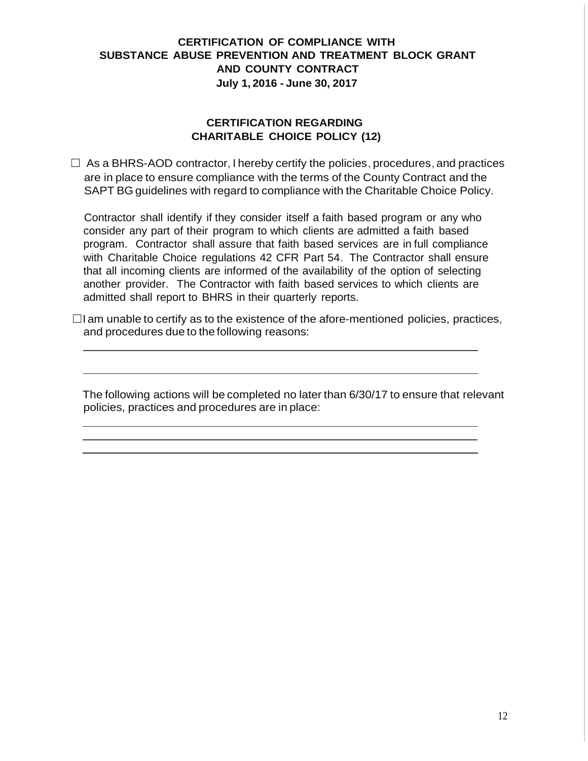**CERTIFICATION OF COMPLIANCE WITH SUBSTANCE ABUSE PREVENTION AND TREATMENT BLOCK GRANT AND COUNTY CONTRACT**
**July 1, 2016 - June 30, 2017**

**CERTIFICATION REGARDING CHARITABLE CHOICE POLICY (12)**

☐ As a BHRS-AOD contractor, I hereby certify the policies, procedures, and practices are in place to ensure compliance with the terms of the County Contract and the SAPT BG guidelines with regard to compliance with the Charitable Choice Policy.

Contractor shall identify if they consider itself a faith based program or any who consider any part of their program to which clients are admitted a faith based program. Contractor shall assure that faith based services are in full compliance with Charitable Choice regulations 42 CFR Part 54. The Contractor shall ensure that all incoming clients are informed of the availability of the option of selecting another provider. The Contractor with faith based services to which clients are admitted shall report to BHRS in their quarterly reports.

☐ I am unable to certify as to the existence of the afore-mentioned policies, practices, and procedures due to the following reasons:

\_\_\_\_\_\_\_\_\_\_\_\_\_\_\_\_\_\_\_\_\_\_\_\_\_\_\_\_\_\_\_\_\_\_\_\_\_\_\_\_\_\_\_\_\_\_\_\_\_\_\_\_\_\_\_\_\_\_\_\_\_\_

\_\_\_\_\_\_\_\_\_\_\_\_\_\_\_\_\_\_\_\_\_\_\_\_\_\_\_\_\_\_\_\_\_\_\_\_\_\_\_\_\_\_\_\_\_\_\_\_\_\_\_\_\_\_\_\_\_\_\_\_\_\_

The following actions will be completed no later than 6/30/17 to ensure that relevant policies, practices and procedures are in place:

\_\_\_\_\_\_\_\_\_\_\_\_\_\_\_\_\_\_\_\_\_\_\_\_\_\_\_\_\_\_\_\_\_\_\_\_\_\_\_\_\_\_\_\_\_\_\_\_\_\_\_\_\_\_\_\_\_\_\_\_\_\_

\_\_\_\_\_\_\_\_\_\_\_\_\_\_\_\_\_\_\_\_\_\_\_\_\_\_\_\_\_\_\_\_\_\_\_\_\_\_\_\_\_\_\_\_\_\_\_\_\_\_\_\_\_\_\_\_\_\_\_\_\_\_

\_\_\_\_\_\_\_\_\_\_\_\_\_\_\_\_\_\_\_\_\_\_\_\_\_\_\_\_\_\_\_\_\_\_\_\_\_\_\_\_\_\_\_\_\_\_\_\_\_\_\_\_\_\_\_\_\_\_\_\_\_\_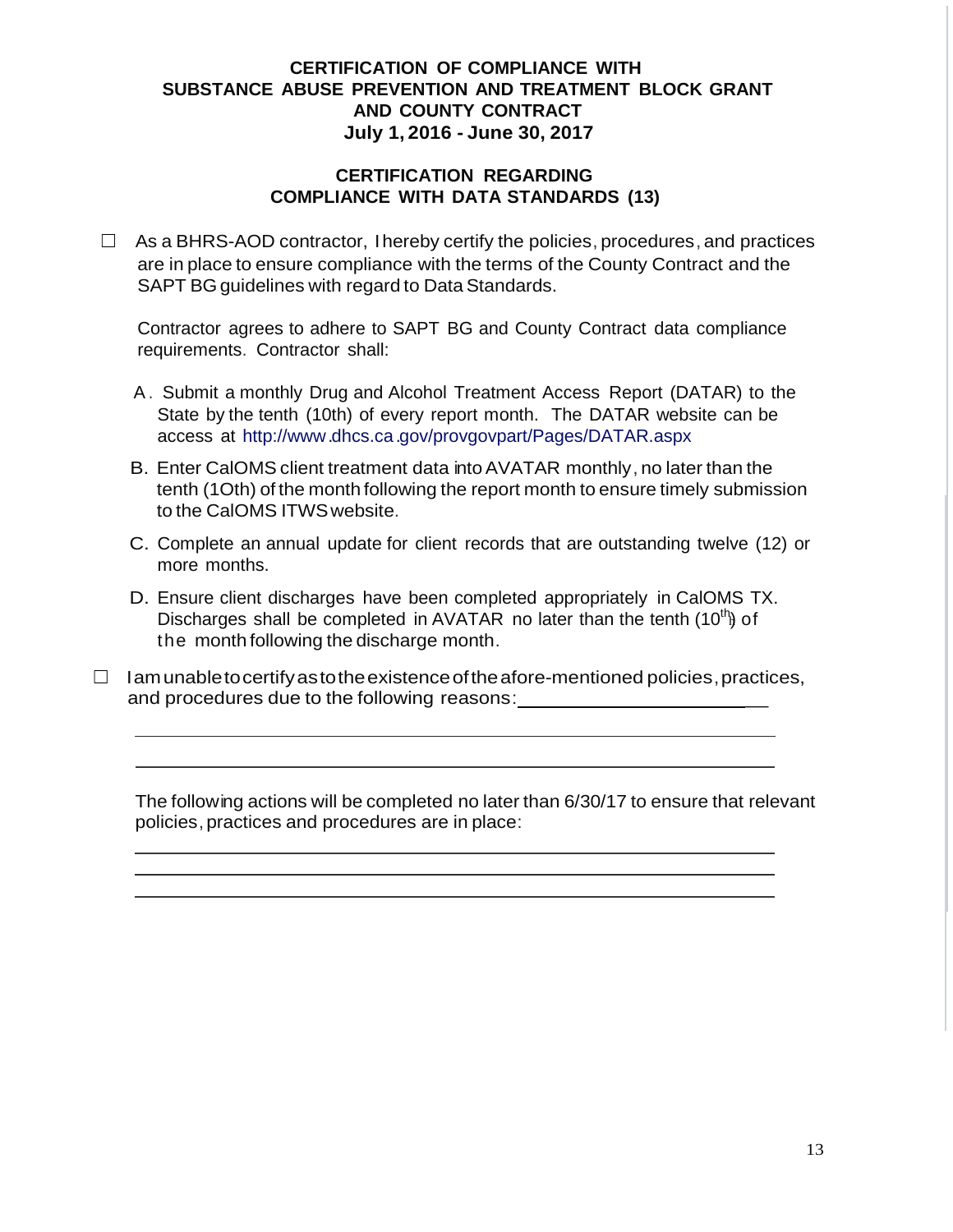**CERTIFICATION OF COMPLIANCE WITH SUBSTANCE ABUSE PREVENTION AND TREATMENT BLOCK GRANT AND COUNTY CONTRACT**
**July 1, 2016 - June 30, 2017**

**CERTIFICATION REGARDING COMPLIANCE WITH DATA STANDARDS (13)**

☐ As a BHRS-AOD contractor, I hereby certify the policies, procedures, and practices are in place to ensure compliance with the terms of the County Contract and the SAPT BG guidelines with regard to Data Standards.

Contractor agrees to adhere to SAPT BG and County Contract data compliance requirements. Contractor shall:

A. Submit a monthly Drug and Alcohol Treatment Access Report (DATAR) to the State by the tenth (10th) of every report month. The DATAR website can be access at http://www.dhcs.ca.gov/provgovpart/Pages/DATAR.aspx

B. Enter CalOMS client treatment data into AVATAR monthly, no later than the tenth (10th) of the month following the report month to ensure timely submission to the CalOMS ITWS website.

C. Complete an annual update for client records that are outstanding twelve (12) or more months.

D. Ensure client discharges have been completed appropriately in CalOMS TX. Discharges shall be completed in AVATAR no later than the tenth (10th) of the month following the discharge month.

☐ I am unable to certify as to the existence of the afore-mentioned policies, practices, and procedures due to the following reasons: ______________________

______________________________________________________________

______________________________________________________________

The following actions will be completed no later than 6/30/17 to ensure that relevant policies, practices and procedures are in place:

______________________________________________________________

______________________________________________________________

______________________________________________________________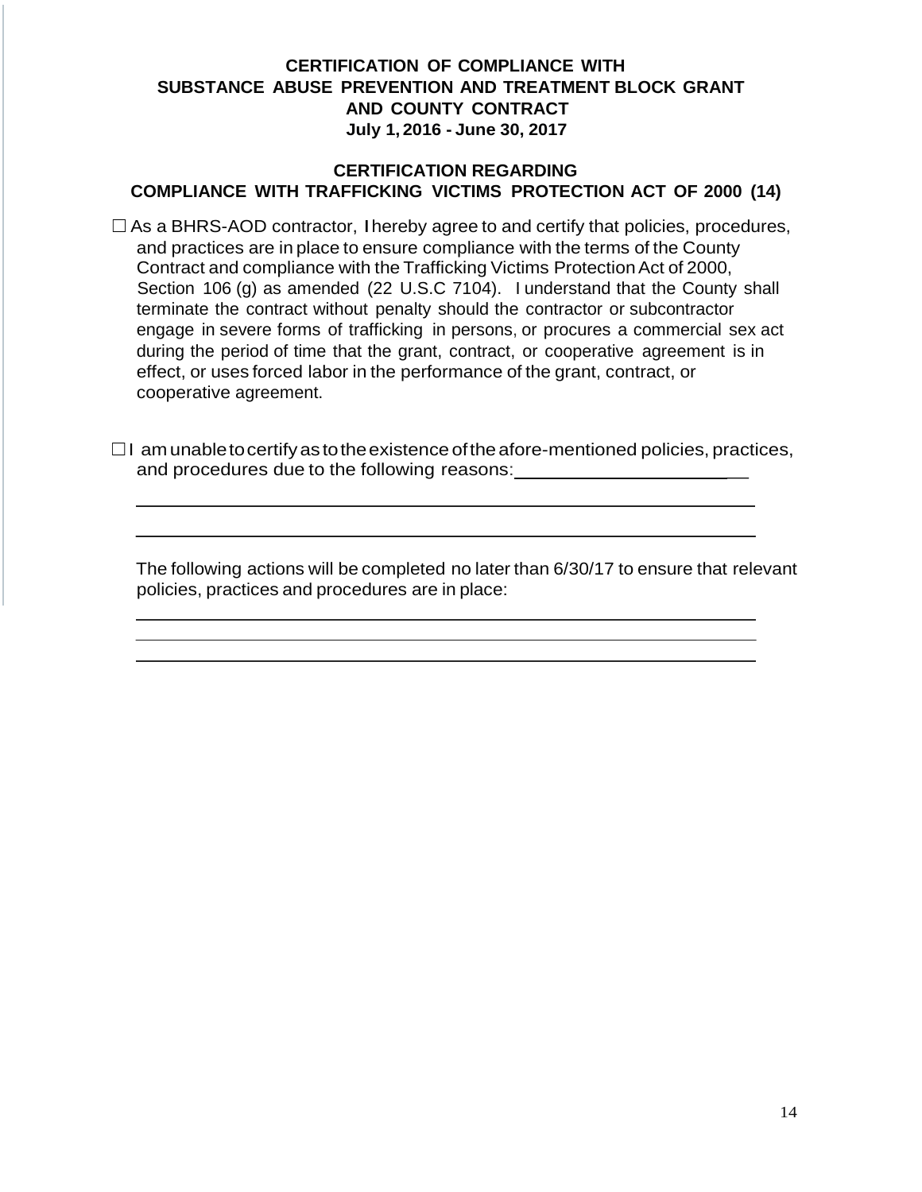**CERTIFICATION OF COMPLIANCE WITH SUBSTANCE ABUSE PREVENTION AND TREATMENT BLOCK GRANT AND COUNTY CONTRACT**
**July 1, 2016 - June 30, 2017**

**CERTIFICATION REGARDING COMPLIANCE WITH TRAFFICKING VICTIMS PROTECTION ACT OF 2000 (14)**

☐ As a BHRS-AOD contractor, I hereby agree to and certify that policies, procedures, and practices are in place to ensure compliance with the terms of the County Contract and compliance with the Trafficking Victims Protection Act of 2000, Section 106 (g) as amended (22 U.S.C 7104). I understand that the County shall terminate the contract without penalty should the contractor or subcontractor engage in severe forms of trafficking in persons, or procures a commercial sex act during the period of time that the grant, contract, or cooperative agreement is in effect, or uses forced labor in the performance of the grant, contract, or cooperative agreement.

☐ I am unable to certify as to the existence of the afore-mentioned policies, practices, and procedures due to the following reasons: ______________________

______________________________________________________________

______________________________________________________________

The following actions will be completed no later than 6/30/17 to ensure that relevant policies, practices and procedures are in place:

______________________________________________________________

______________________________________________________________

______________________________________________________________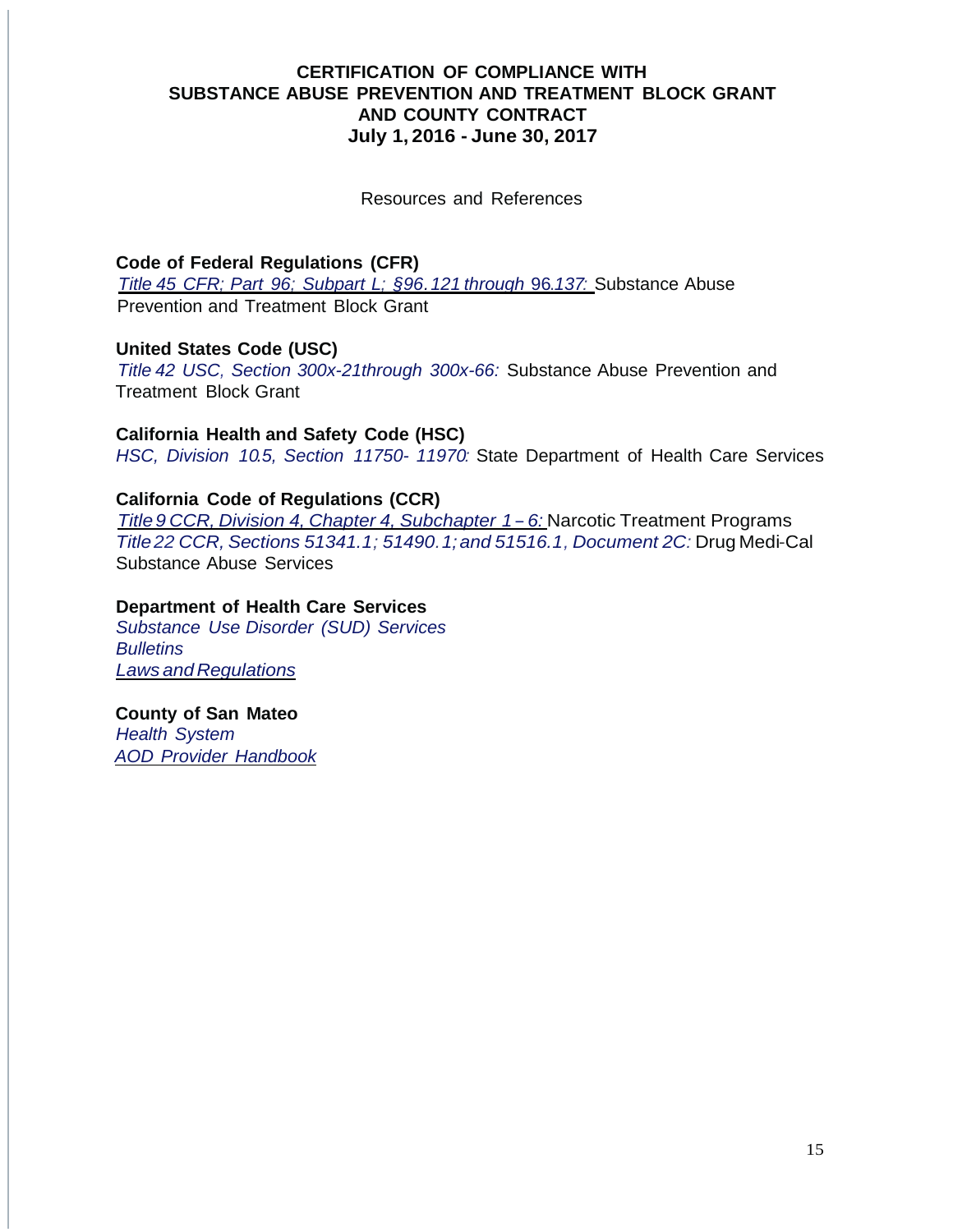**CERTIFICATION OF COMPLIANCE WITH SUBSTANCE ABUSE PREVENTION AND TREATMENT BLOCK GRANT AND COUNTY CONTRACT July 1, 2016 - June 30, 2017**

Resources and References

**Code of Federal Regulations (CFR)**

*Title 45 CFR; Part 96; Subpart L; §96.121 through 96.137:* Substance Abuse Prevention and Treatment Block Grant

**United States Code (USC)**

*Title 42 USC, Section 300x-21through 300x-66:* Substance Abuse Prevention and Treatment Block Grant

**California Health and Safety Code (HSC)**

*HSC, Division 10.5, Section 11750- 11970:* State Department of Health Care Services

**California Code of Regulations (CCR)**

*Title 9 CCR, Division 4, Chapter 4, Subchapter 1 – 6:* Narcotic Treatment Programs

*Title 22 CCR, Sections 51341.1; 51490.1; and 51516.1, Document 2C:* Drug Medi-Cal Substance Abuse Services

**Department of Health Care Services**

*Substance Use Disorder (SUD) Services*

*Bulletins*

*Laws and Regulations*

**County of San Mateo**

*Health System*

*AOD Provider Handbook*